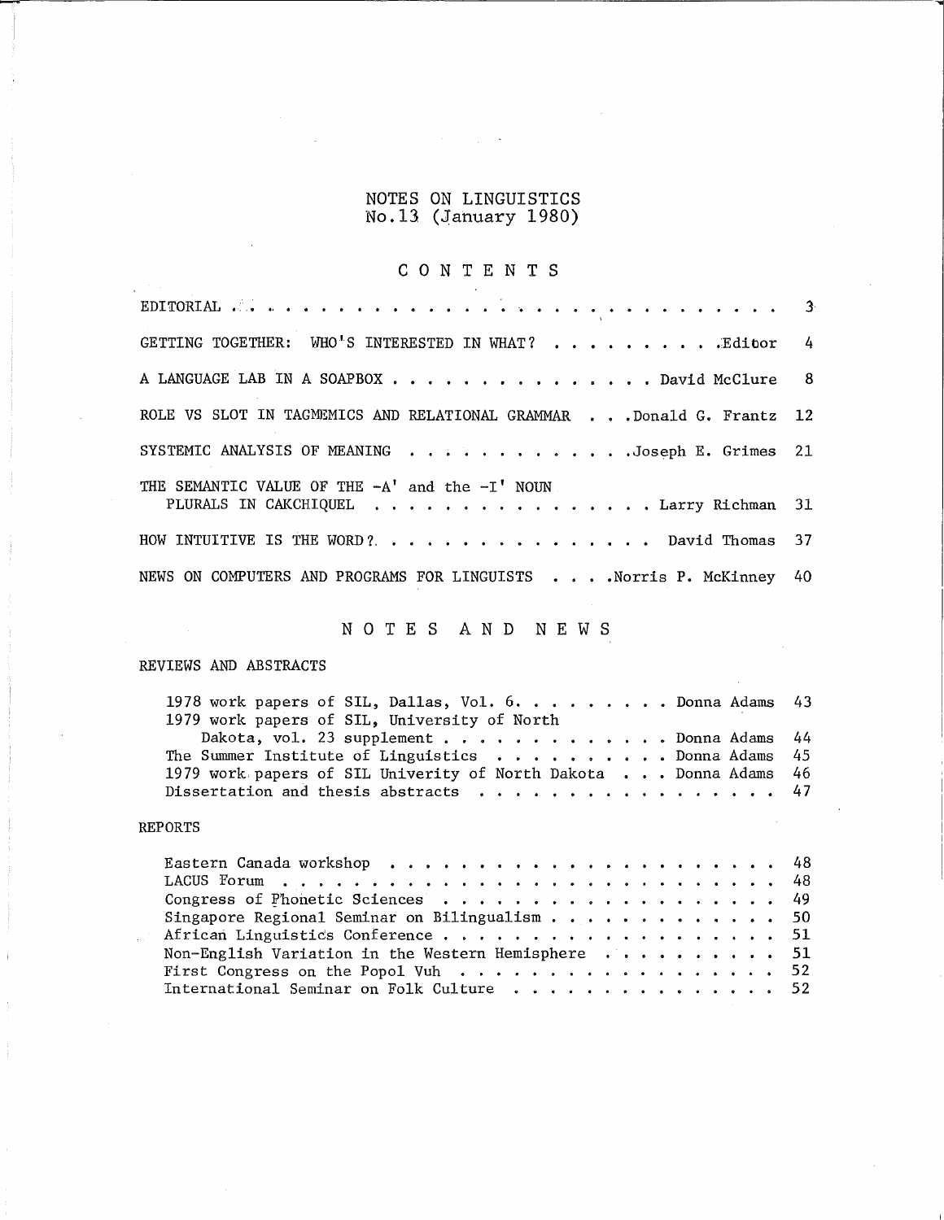# NOTES ON LINGUISTICS
## No.13 (January 1980)

## CONTENTS

| | |
|---|---|
| EDITORIAL | 3 |
| GETTING TOGETHER: WHO'S INTERESTED IN WHAT? . . . Editor | 4 |
| A LANGUAGE LAB IN A SOAPBOX . . . David McClure | 8 |
| ROLE VS SLOT IN TAGMEMICS AND RELATIONAL GRAMMAR . . . Donald G. Frantz | 12 |
| SYSTEMIC ANALYSIS OF MEANING . . . Joseph E. Grimes | 21 |
| THE SEMANTIC VALUE OF THE -A' and the -I' NOUN PLURALS IN CAKCHIQUEL . . . Larry Richman | 31 |
| HOW INTUITIVE IS THE WORD? . . . David Thomas | 37 |
| NEWS ON COMPUTERS AND PROGRAMS FOR LINGUISTS . . . Norris P. McKinney | 40 |

## NOTES AND NEWS

### REVIEWS AND ABSTRACTS

| | |
|---|---|
| 1978 work papers of SIL, Dallas, Vol. 6. . . . Donna Adams | 43 |
| 1979 work papers of SIL, University of North Dakota, vol. 23 supplement . . . Donna Adams | 44 |
| The Summer Institute of Linguistics . . . Donna Adams | 45 |
| 1979 work papers of SIL Univerity of North Dakota . . . Donna Adams | 46 |
| Dissertation and thesis abstracts | 47 |

### REPORTS

| | |
|---|---|
| Eastern Canada workshop | 48 |
| LACUS Forum | 48 |
| Congress of Phonetic Sciences | 49 |
| Singapore Regional Seminar on Bilingualism | 50 |
| African Linguistics Conference | 51 |
| Non-English Variation in the Western Hemisphere | 51 |
| First Congress on the Popol Vuh | 52 |
| International Seminar on Folk Culture | 52 |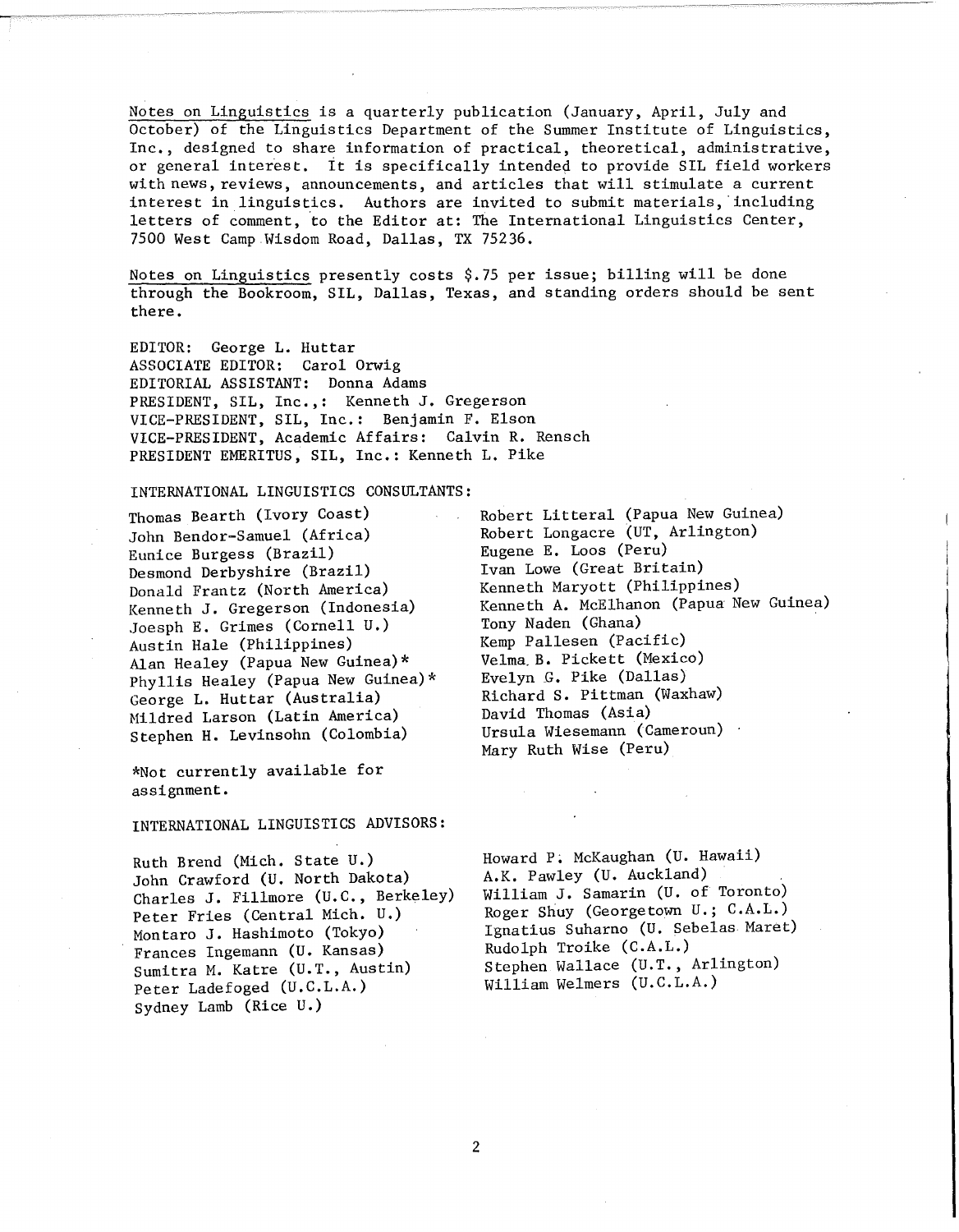Notes on Linguistics is a quarterly publication (January, April, July and October) of the Linguistics Department of the Summer Institute of Linguistics, Inc., designed to share information of practical, theoretical, administrative, or general interest. It is specifically intended to provide SIL field workers with news, reviews, announcements, and articles that will stimulate a current interest in linguistics. Authors are invited to submit materials, including letters of comment, to the Editor at: The International Linguistics Center, 7500 West Camp Wisdom Road, Dallas, TX 75236.

Notes on Linguistics presently costs $.75 per issue; billing will be done through the Bookroom, SIL, Dallas, Texas, and standing orders should be sent there.

EDITOR: George L. Huttar
ASSOCIATE EDITOR: Carol Orwig
EDITORIAL ASSISTANT: Donna Adams
PRESIDENT, SIL, Inc.,: Kenneth J. Gregerson
VICE-PRESIDENT, SIL, Inc.: Benjamin F. Elson
VICE-PRESIDENT, Academic Affairs: Calvin R. Rensch
PRESIDENT EMERITUS, SIL, Inc.: Kenneth L. Pike

INTERNATIONAL LINGUISTICS CONSULTANTS:

Thomas Bearth (Ivory Coast)
John Bendor-Samuel (Africa)
Eunice Burgess (Brazil)
Desmond Derbyshire (Brazil)
Donald Frantz (North America)
Kenneth J. Gregerson (Indonesia)
Joesph E. Grimes (Cornell U.)
Austin Hale (Philippines)
Alan Healey (Papua New Guinea)*
Phyllis Healey (Papua New Guinea)*
George L. Huttar (Australia)
Mildred Larson (Latin America)
Stephen H. Levinsohn (Colombia)
Robert Litteral (Papua New Guinea)
Robert Longacre (UT, Arlington)
Eugene E. Loos (Peru)
Ivan Lowe (Great Britain)
Kenneth Maryott (Philippines)
Kenneth A. McElhanon (Papua New Guinea)
Tony Naden (Ghana)
Kemp Pallesen (Pacific)
Velma B. Pickett (Mexico)
Evelyn G. Pike (Dallas)
Richard S. Pittman (Waxhaw)
David Thomas (Asia)
Ursula Wiesemann (Cameroun)
Mary Ruth Wise (Peru)

*Not currently available for assignment.

INTERNATIONAL LINGUISTICS ADVISORS:

Ruth Brend (Mich. State U.)
John Crawford (U. North Dakota)
Charles J. Fillmore (U.C., Berkeley)
Peter Fries (Central Mich. U.)
Montaro J. Hashimoto (Tokyo)
Frances Ingemann (U. Kansas)
Sumitra M. Katre (U.T., Austin)
Peter Ladefoged (U.C.L.A.)
Sydney Lamb (Rice U.)
Howard P. McKaughan (U. Hawaii)
A.K. Pawley (U. Auckland)
William J. Samarin (U. of Toronto)
Roger Shuy (Georgetown U.; C.A.L.)
Ignatius Suharno (U. Sebelas Maret)
Rudolph Troike (C.A.L.)
Stephen Wallace (U.T., Arlington)
William Welmers (U.C.L.A.)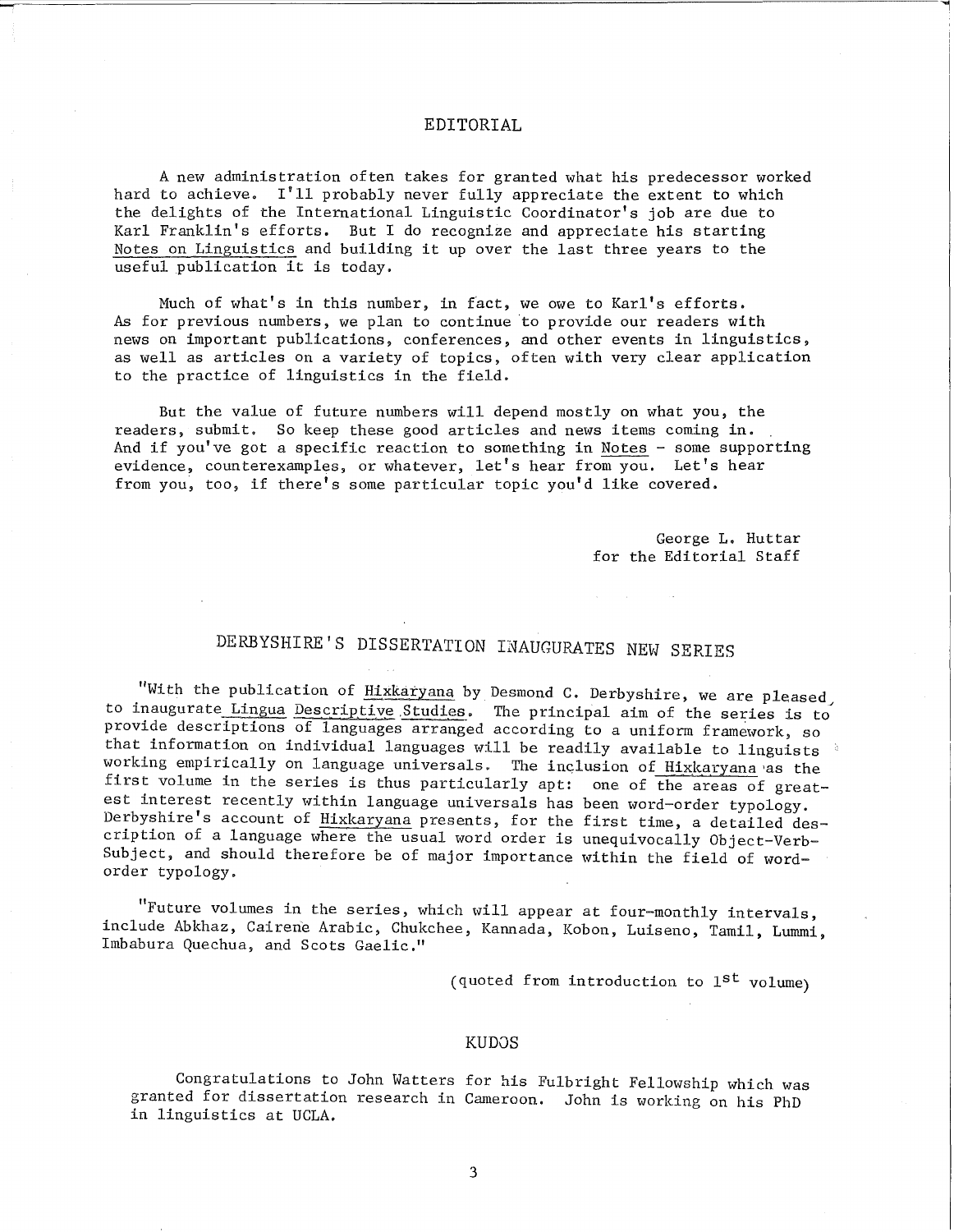# EDITORIAL

A new administration often takes for granted what his predecessor worked hard to achieve. I'll probably never fully appreciate the extent to which the delights of the International Linguistic Coordinator's job are due to Karl Franklin's efforts. But I do recognize and appreciate his starting Notes on Linguistics and building it up over the last three years to the useful publication it is today.

Much of what's in this number, in fact, we owe to Karl's efforts. As for previous numbers, we plan to continue to provide our readers with news on important publications, conferences, and other events in linguistics, as well as articles on a variety of topics, often with very clear application to the practice of linguistics in the field.

But the value of future numbers will depend mostly on what you, the readers, submit. So keep these good articles and news items coming in. And if you've got a specific reaction to something in Notes - some supporting evidence, counterexamples, or whatever, let's hear from you. Let's hear from you, too, if there's some particular topic you'd like covered.

George L. Huttar
for the Editorial Staff

# DERBYSHIRE'S DISSERTATION INAUGURATES NEW SERIES

"With the publication of Hixkaryana by Desmond C. Derbyshire, we are pleased to inaugurate Lingua Descriptive Studies. The principal aim of the series is to provide descriptions of languages arranged according to a uniform framework, so that information on individual languages will be readily available to linguists working empirically on language universals. The inclusion of Hixkaryana as the first volume in the series is thus particularly apt: one of the areas of greatest interest recently within language universals has been word-order typology. Derbyshire's account of Hixkaryana presents, for the first time, a detailed description of a language where the usual word order is unequivocally Object-Verb-Subject, and should therefore be of major importance within the field of word-order typology.

"Future volumes in the series, which will appear at four-monthly intervals, include Abkhaz, Cairene Arabic, Chukchee, Kannada, Kobon, Luiseno, Tamil, Lummi, Imbabura Quechua, and Scots Gaelic."

(quoted from introduction to 1st volume)

# KUDOS

Congratulations to John Watters for his Fulbright Fellowship which was granted for dissertation research in Cameroon. John is working on his PhD in linguistics at UCLA.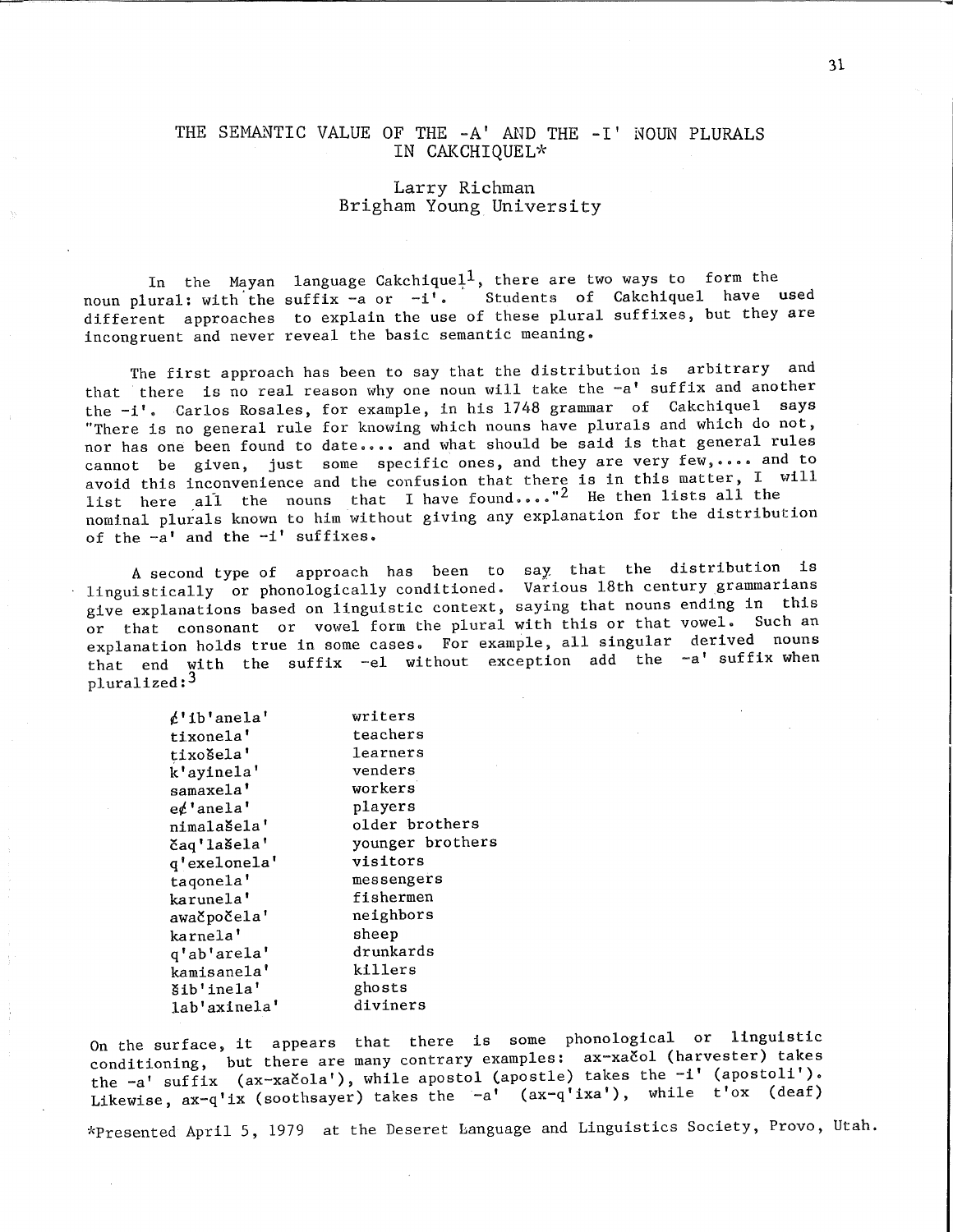# THE SEMANTIC VALUE OF THE -A' AND THE -I' NOUN PLURALS IN CAKCHIQUEL*

Larry Richman
Brigham Young University

In the Mayan language Cakchiquel[1], there are two ways to form the noun plural: with the suffix -a or -i'. Students of Cakchiquel have used different approaches to explain the use of these plural suffixes, but they are incongruent and never reveal the basic semantic meaning.

The first approach has been to say that the distribution is arbitrary and that there is no real reason why one noun will take the -a' suffix and another the -i'. Carlos Rosales, for example, in his 1748 grammar of Cakchiquel says "There is no general rule for knowing which nouns have plurals and which do not, nor has one been found to date.... and what should be said is that general rules cannot be given, just some specific ones, and they are very few,.... and to avoid this inconvenience and the confusion that there is in this matter, I will list here all the nouns that I have found...."[2] He then lists all the nominal plurals known to him without giving any explanation for the distribution of the -a' and the -i' suffixes.

A second type of approach has been to say that the distribution is linguistically or phonologically conditioned. Various 18th century grammarians give explanations based on linguistic context, saying that nouns ending in this or that consonant or vowel form the plural with this or that vowel. Such an explanation holds true in some cases. For example, all singular derived nouns that end with the suffix -el without exception add the -a' suffix when pluralized:[3]

| | |
|---|---|
| ȼ'ib'anela' | writers |
| tixonela' | teachers |
| tixošela' | learners |
| k'ayinela' | venders |
| samaxela' | workers |
| eȼ'anela' | players |
| nimalašela' | older brothers |
| čaq'lašela' | younger brothers |
| q'exelonela' | visitors |
| taqonela' | messengers |
| karunela' | fishermen |
| awačpočela' | neighbors |
| karnela' | sheep |
| q'ab'arela' | drunkards |
| kamisanela' | killers |
| šib'inela' | ghosts |
| lab'axinela' | diviners |

On the surface, it appears that there is some phonological or linguistic conditioning, but there are many contrary examples: ax-xačol (harvester) takes the -a' suffix (ax-xačola'), while apostol (apostle) takes the -i' (apostoli'). Likewise, ax-q'ix (soothsayer) takes the -a' (ax-q'ixa'), while t'ox (deaf)

*Presented April 5, 1979 at the Deseret Language and Linguistics Society, Provo, Utah.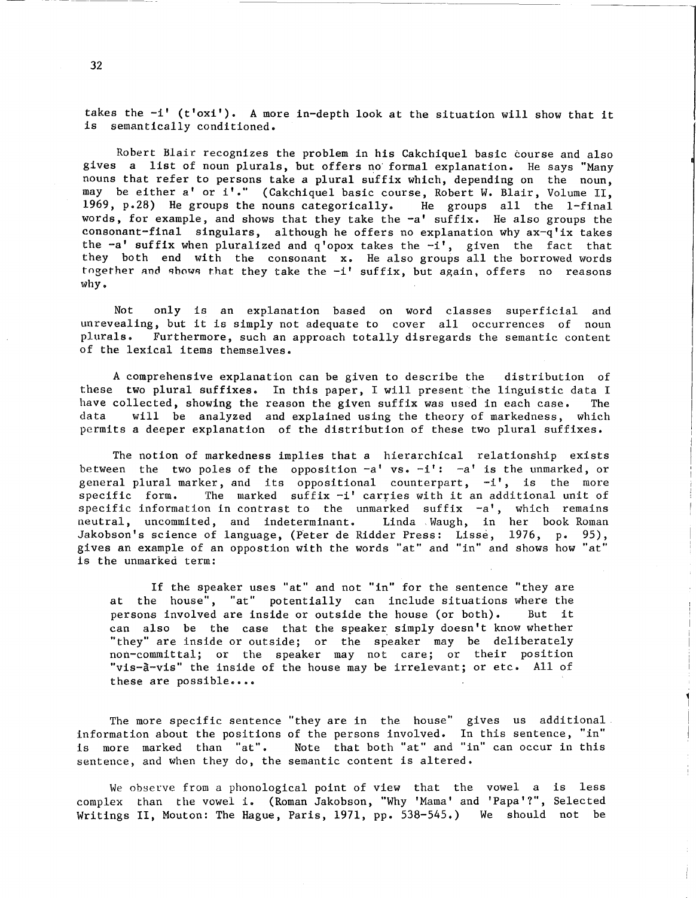takes the -i' (t'oxi'). A more in-depth look at the situation will show that it is semantically conditioned.

Robert Blair recognizes the problem in his Cakchiquel basic course and also gives a list of noun plurals, but offers no formal explanation. He says "Many nouns that refer to persons take a plural suffix which, depending on the noun, may be either a' or i'." (Cakchiquel basic course, Robert W. Blair, Volume II, 1969, p.28) He groups the nouns categorically. He groups all the l-final words, for example, and shows that they take the -a' suffix. He also groups the consonant-final singulars, although he offers no explanation why ax-q'ix takes the -a' suffix when pluralized and q'opox takes the -i', given the fact that they both end with the consonant x. He also groups all the borrowed words together and shows that they take the -i' suffix, but again, offers no reasons why.

Not only is an explanation based on word classes superficial and unrevealing, but it is simply not adequate to cover all occurrences of noun plurals. Furthermore, such an approach totally disregards the semantic content of the lexical items themselves.

A comprehensive explanation can be given to describe the distribution of these two plural suffixes. In this paper, I will present the linguistic data I have collected, showing the reason the given suffix was used in each case. The data will be analyzed and explained using the theory of markedness, which permits a deeper explanation of the distribution of these two plural suffixes.

The notion of markedness implies that a hierarchical relationship exists between the two poles of the opposition -a' vs. -i': -a' is the unmarked, or general plural marker, and its oppositional counterpart, -i', is the more specific form. The marked suffix -i' carries with it an additional unit of specific information in contrast to the unmarked suffix -a', which remains neutral, uncommited, and indeterminant. Linda Waugh, in her book Roman Jakobson's science of language, (Peter de Ridder Press: Lisse, 1976, p. 95), gives an example of an oppostion with the words "at" and "in" and shows how "at" is the unmarked term:

> If the speaker uses "at" and not "in" for the sentence "they are at the house", "at" potentially can include situations where the persons involved are inside or outside the house (or both). But it can also be the case that the speaker simply doesn't know whether "they" are inside or outside; or the speaker may be deliberately non-committal; or the speaker may not care; or their position "vis-à-vis" the inside of the house may be irrelevant; or etc. All of these are possible....

The more specific sentence "they are in the house" gives us additional information about the positions of the persons involved. In this sentence, "in" is more marked than "at". Note that both "at" and "in" can occur in this sentence, and when they do, the semantic content is altered.

We observe from a phonological point of view that the vowel a is less complex than the vowel i. (Roman Jakobson, "Why 'Mama' and 'Papa'?", Selected Writings II, Mouton: The Hague, Paris, 1971, pp. 538-545.) We should not be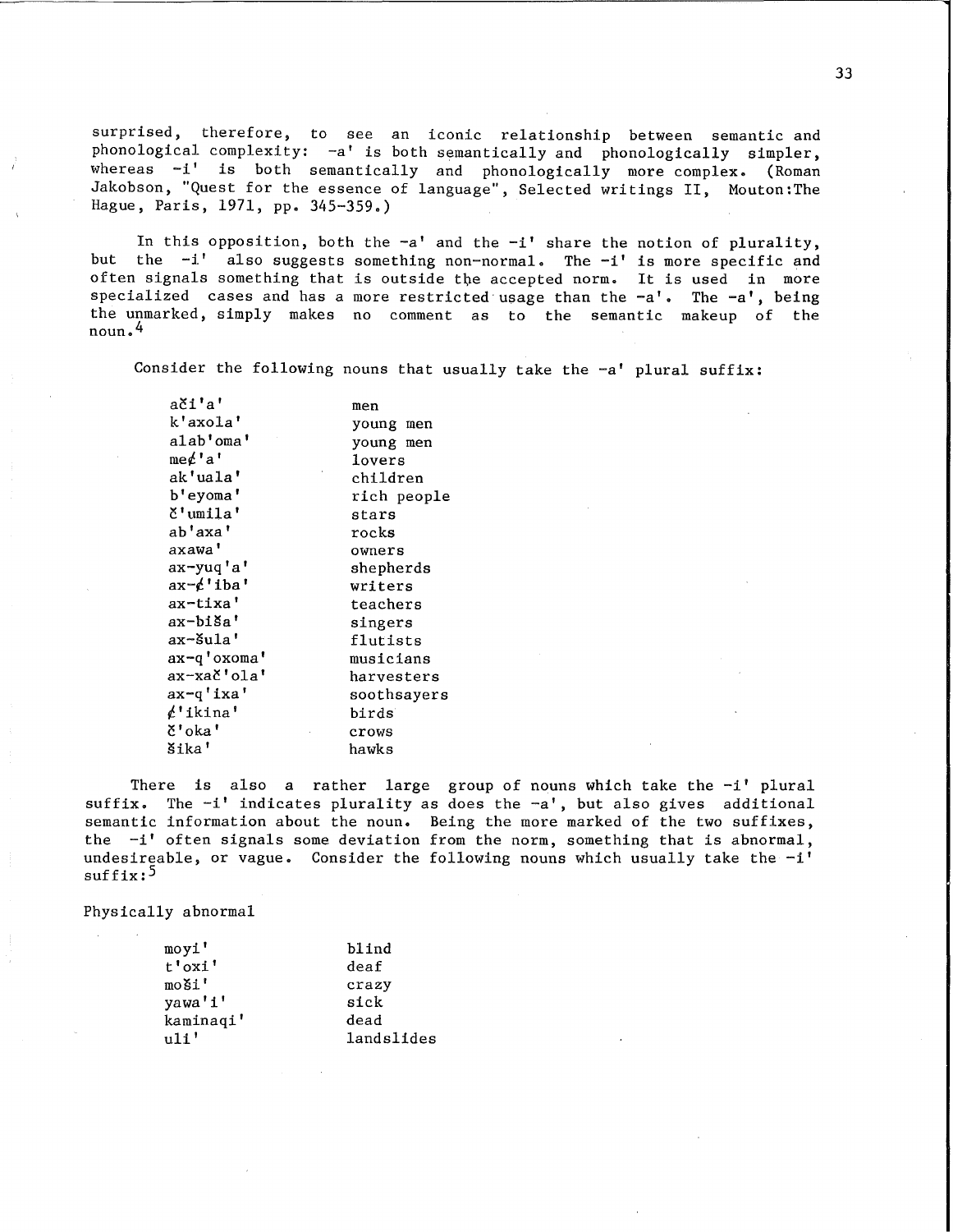surprised, therefore, to see an iconic relationship between semantic and phonological complexity: -a' is both semantically and phonologically simpler, whereas -i' is both semantically and phonologically more complex. (Roman Jakobson, "Quest for the essence of language", Selected writings II, Mouton:The Hague, Paris, 1971, pp. 345-359.)

In this opposition, both the -a' and the -i' share the notion of plurality, but the -i' also suggests something non-normal. The -i' is more specific and often signals something that is outside the accepted norm. It is used in more specialized cases and has a more restricted usage than the -a'. The -a', being the unmarked, simply makes no comment as to the semantic makeup of the noun.[4]

Consider the following nouns that usually take the -a' plural suffix:

| | |
|---|---|
| ači'a' | men |
| k'axola' | young men |
| alab'oma' | young men |
| me¢'a' | lovers |
| ak'uala' | children |
| b'eyoma' | rich people |
| č'umila' | stars |
| ab'axa' | rocks |
| axawa' | owners |
| ax-yuq'a' | shepherds |
| ax-¢'iba' | writers |
| ax-tixa' | teachers |
| ax-biša' | singers |
| ax-šula' | flutists |
| ax-q'oxoma' | musicians |
| ax-xač'ola' | harvesters |
| ax-q'ixa' | soothsayers |
| ¢'ikina' | birds |
| č'oka' | crows |
| šika' | hawks |

There is also a rather large group of nouns which take the -i' plural suffix. The -i' indicates plurality as does the -a', but also gives additional semantic information about the noun. Being the more marked of the two suffixes, the -i' often signals some deviation from the norm, something that is abnormal, undesireable, or vague. Consider the following nouns which usually take the -i' suffix:[5]

Physically abnormal

| | |
|---|---|
| moyi' | blind |
| t'oxi' | deaf |
| moši' | crazy |
| yawa'i' | sick |
| kaminaqi' | dead |
| uli' | landslides |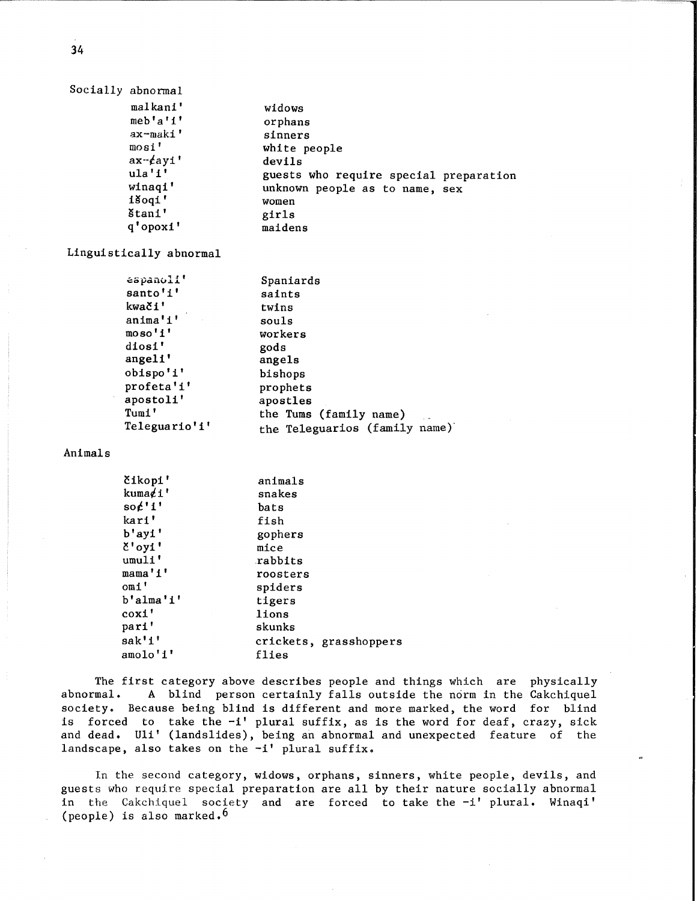Socially abnormal

| | |
|---|---|
| malkani' | widows |
| meb'a'i' | orphans |
| ax-maki' | sinners |
| mosi' | white people |
| ax-ȼayi' | devils |
| ula'i' | guests who require special preparation |
| winaqi' | unknown people as to name, sex |
| išoqi' | women |
| štani' | girls |
| q'opoxi' | maidens |

Linguistically abnormal

| | |
|---|---|
| españoli' | Spaniards |
| santo'i' | saints |
| kwači' | twins |
| anima'i' | souls |
| moso'i' | workers |
| diosi' | gods |
| angeli' | angels |
| obispo'i' | bishops |
| profeta'i' | prophets |
| apostoli' | apostles |
| Tumi' | the Tums (family name) |
| Teleguario'i' | the Teleguarios (family name) |

Animals

| | |
|---|---|
| čikopi' | animals |
| kumaȼi' | snakes |
| soȼ'i' | bats |
| kari' | fish |
| b'ayi' | gophers |
| č'oyi' | mice |
| umuli' | rabbits |
| mama'i' | roosters |
| omi' | spiders |
| b'alma'i' | tigers |
| coxi' | lions |
| pari' | skunks |
| sak'i' | crickets, grasshoppers |
| amolo'i' | flies |

The first category above describes people and things which are physically abnormal. A blind person certainly falls outside the norm in the Cakchiquel society. Because being blind is different and more marked, the word for blind is forced to take the -i' plural suffix, as is the word for deaf, crazy, sick and dead. Uli' (landslides), being an abnormal and unexpected feature of the landscape, also takes on the -i' plural suffix.

In the second category, widows, orphans, sinners, white people, devils, and guests who require special preparation are all by their nature socially abnormal in the Cakchiquel society and are forced to take the -i' plural. Winaqi' (people) is also marked.[6]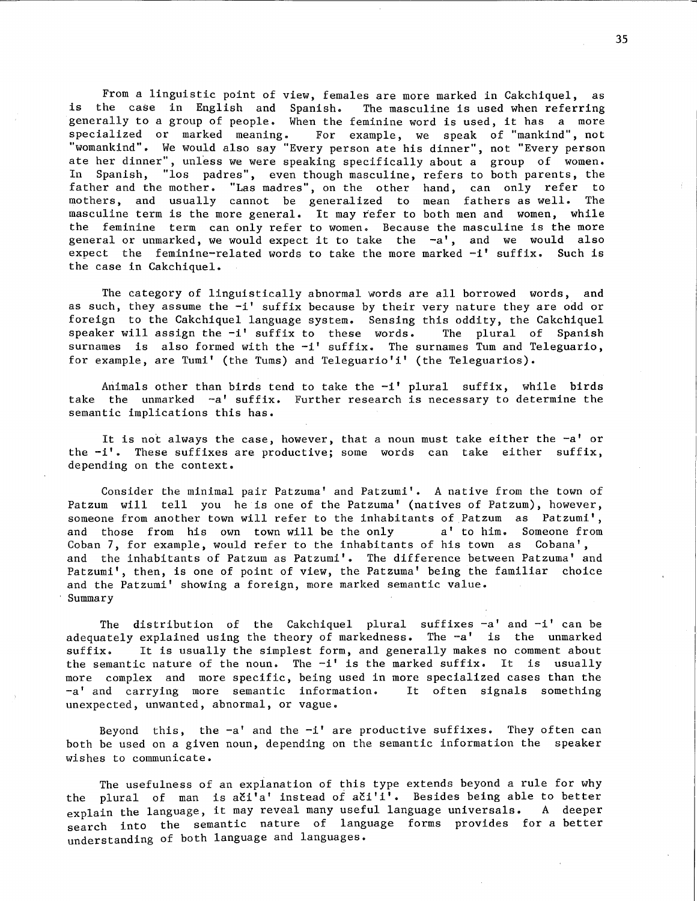From a linguistic point of view, females are more marked in Cakchiquel, as is the case in English and Spanish. The masculine is used when referring generally to a group of people. When the feminine word is used, it has a more specialized or marked meaning. For example, we speak of "mankind", not "womankind". We would also say "Every person ate his dinner", not "Every person ate her dinner", unless we were speaking specifically about a group of women. In Spanish, "los padres", even though masculine, refers to both parents, the father and the mother. "Las madres", on the other hand, can only refer to mothers, and usually cannot be generalized to mean fathers as well. The masculine term is the more general. It may refer to both men and women, while the feminine term can only refer to women. Because the masculine is the more general or unmarked, we would expect it to take the -a', and we would also expect the feminine-related words to take the more marked -i' suffix. Such is the case in Cakchiquel.

The category of linguistically abnormal words are all borrowed words, and as such, they assume the -i' suffix because by their very nature they are odd or foreign to the Cakchiquel language system. Sensing this oddity, the Cakchiquel speaker will assign the -i' suffix to these words. The plural of Spanish surnames is also formed with the -i' suffix. The surnames Tum and Teleguario, for example, are Tumi' (the Tums) and Teleguario'i' (the Teleguarios).

Animals other than birds tend to take the -i' plural suffix, while birds take the unmarked -a' suffix. Further research is necessary to determine the semantic implications this has.

It is not always the case, however, that a noun must take either the -a' or the -i'. These suffixes are productive; some words can take either suffix, depending on the context.

Consider the minimal pair Patzuma' and Patzumi'. A native from the town of Patzum will tell you he is one of the Patzuma' (natives of Patzum), however, someone from another town will refer to the inhabitants of Patzum as Patzumi', and those from his own town will be the only a' to him. Someone from Coban 7, for example, would refer to the inhabitants of his town as Cobana', and the inhabitants of Patzum as Patzumi'. The difference between Patzuma' and Patzumi', then, is one of point of view, the Patzuma' being the familiar choice and the Patzumi' showing a foreign, more marked semantic value.

## Summary

The distribution of the Cakchiquel plural suffixes -a' and -i' can be adequately explained using the theory of markedness. The -a' is the unmarked suffix. It is usually the simplest form, and generally makes no comment about the semantic nature of the noun. The -i' is the marked suffix. It is usually more complex and more specific, being used in more specialized cases than the -a' and carrying more semantic information. It often signals something unexpected, unwanted, abnormal, or vague.

Beyond this, the -a' and the -i' are productive suffixes. They often can both be used on a given noun, depending on the semantic information the speaker wishes to communicate.

The usefulness of an explanation of this type extends beyond a rule for why the plural of man is ači'a' instead of ači'i'. Besides being able to better explain the language, it may reveal many useful language universals. A deeper search into the semantic nature of language forms provides for a better understanding of both language and languages.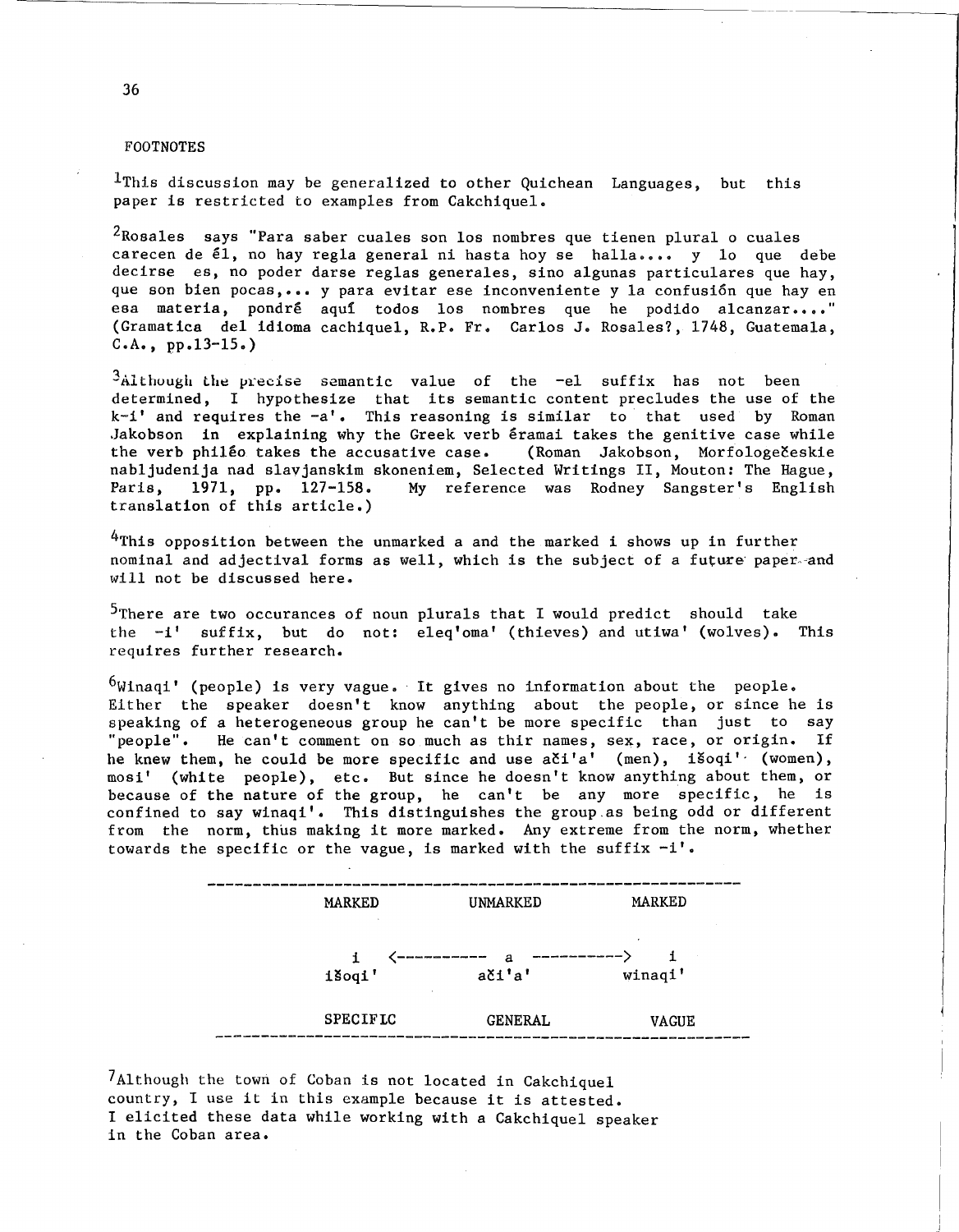FOOTNOTES

[1]This discussion may be generalized to other Quichean Languages, but this paper is restricted to examples from Cakchiquel.

[2]Rosales says "Para saber cuales son los nombres que tienen plural o cuales carecen de él, no hay regla general ni hasta hoy se halla.... y lo que debe decirse es, no poder darse reglas generales, sino algunas particulares que hay, que son bien pocas,... y para evitar ese inconveniente y la confusión que hay en esa materia, pondré aquí todos los nombres que he podido alcanzar...." (Gramatica del idioma cachiquel, R.P. Fr. Carlos J. Rosales?, 1748, Guatemala, C.A., pp.13-15.)

[3]Although the precise semantic value of the -el suffix has not been determined, I hypothesize that its semantic content precludes the use of the k-i' and requires the -a'. This reasoning is similar to that used by Roman Jakobson in explaining why the Greek verb éramai takes the genitive case while the verb philéo takes the accusative case. (Roman Jakobson, Morfologečeskie nabljudenija nad slavjanskim skoneniem, Selected Writings II, Mouton: The Hague, Paris, 1971, pp. 127-158. My reference was Rodney Sangster's English translation of this article.)

[4]This opposition between the unmarked a and the marked i shows up in further nominal and adjectival forms as well, which is the subject of a future paper and will not be discussed here.

[5]There are two occurances of noun plurals that I would predict should take the -i' suffix, but do not: eleq'oma' (thieves) and utiwa' (wolves). This requires further research.

[6]Winaqi' (people) is very vague. It gives no information about the people. Either the speaker doesn't know anything about the people, or since he is speaking of a heterogeneous group he can't be more specific than just to say "people". He can't comment on so much as thir names, sex, race, or origin. If he knew them, he could be more specific and use ači'a' (men), išoqi' (women), mosi' (white people), etc. But since he doesn't know anything about them, or because of the nature of the group, he can't be any more specific, he is confined to say winaqi'. This distinguishes the group as being odd or different from the norm, thus making it more marked. Any extreme from the norm, whether towards the specific or the vague, is marked with the suffix -i'.

| MARKED | UNMARKED | MARKED |
|---|---|---|
| i <---------- | a | ----------> i |
| išoqi' | ači'a' | winaqi' |
| SPECIFIC | GENERAL | VAGUE |

[7]Although the town of Coban is not located in Cakchiquel country, I use it in this example because it is attested. I elicited these data while working with a Cakchiquel speaker in the Coban area.